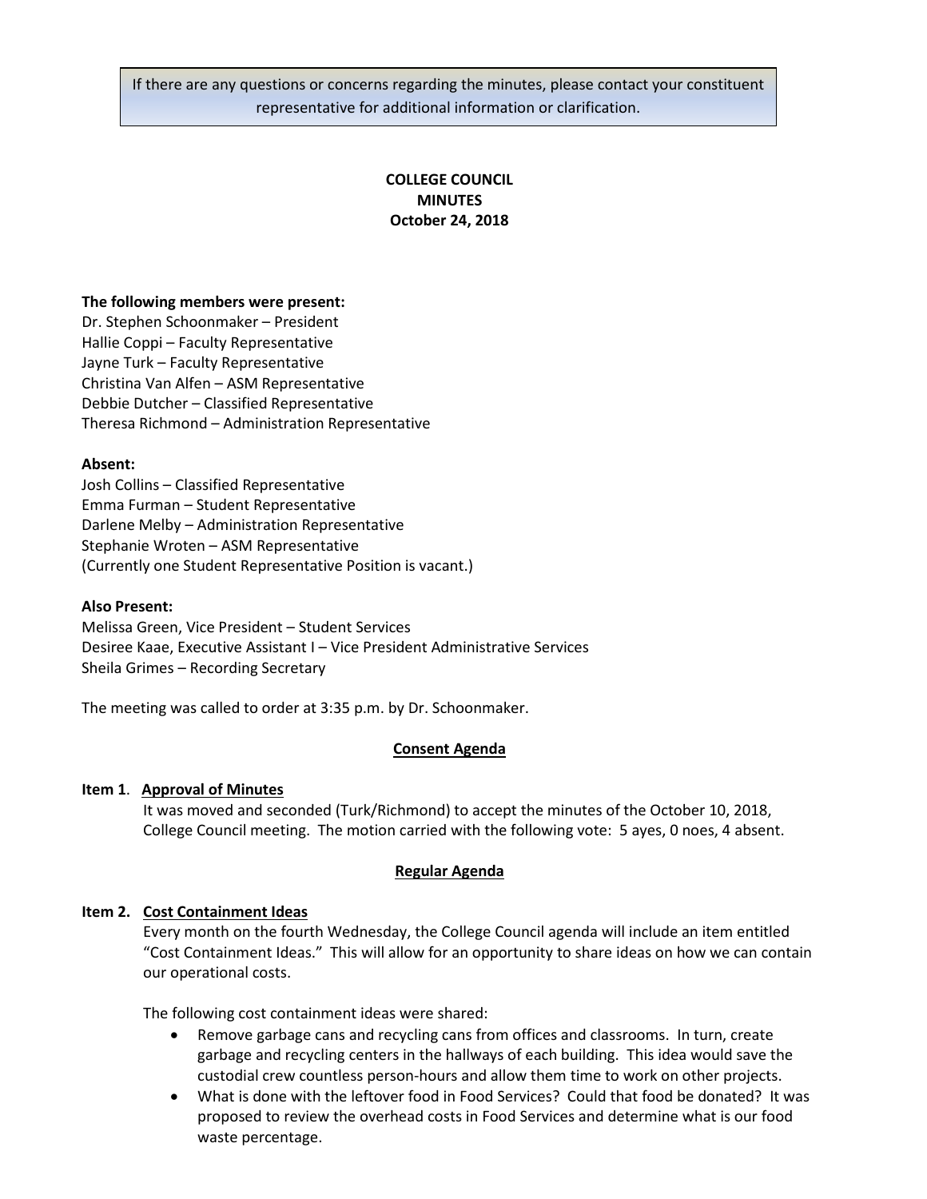If there are any questions or concerns regarding the minutes, please contact your constituent representative for additional information or clarification.

# COLLEGE COUNCIL
# MINUTES
# October 24, 2018

**The following members were present:**
Dr. Stephen Schoonmaker – President
Hallie Coppi – Faculty Representative
Jayne Turk – Faculty Representative
Christina Van Alfen – ASM Representative
Debbie Dutcher – Classified Representative
Theresa Richmond – Administration Representative

**Absent:**
Josh Collins – Classified Representative
Emma Furman – Student Representative
Darlene Melby – Administration Representative
Stephanie Wroten – ASM Representative
(Currently one Student Representative Position is vacant.)

**Also Present:**
Melissa Green, Vice President – Student Services
Desiree Kaae, Executive Assistant I – Vice President Administrative Services
Sheila Grimes – Recording Secretary

The meeting was called to order at 3:35 p.m. by Dr. Schoonmaker.

## Consent Agenda

**Item 1. Approval of Minutes**

It was moved and seconded (Turk/Richmond) to accept the minutes of the October 10, 2018, College Council meeting. The motion carried with the following vote: 5 ayes, 0 noes, 4 absent.

## Regular Agenda

**Item 2. Cost Containment Ideas**

Every month on the fourth Wednesday, the College Council agenda will include an item entitled "Cost Containment Ideas." This will allow for an opportunity to share ideas on how we can contain our operational costs.

The following cost containment ideas were shared:

- Remove garbage cans and recycling cans from offices and classrooms. In turn, create garbage and recycling centers in the hallways of each building. This idea would save the custodial crew countless person-hours and allow them time to work on other projects.
- What is done with the leftover food in Food Services? Could that food be donated? It was proposed to review the overhead costs in Food Services and determine what is our food waste percentage.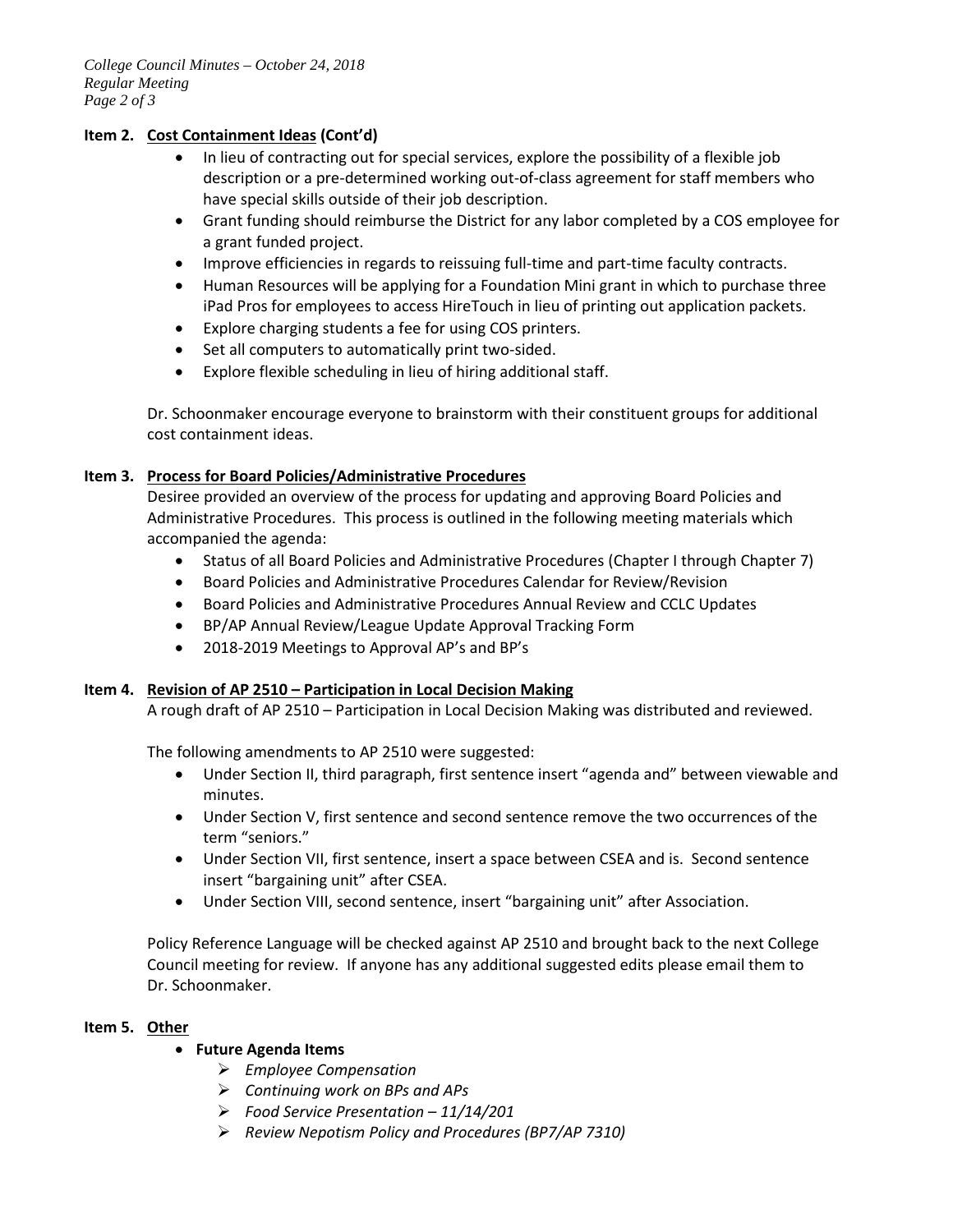**Item 2. Cost Containment Ideas (Cont'd)**

- In lieu of contracting out for special services, explore the possibility of a flexible job description or a pre-determined working out-of-class agreement for staff members who have special skills outside of their job description.
- Grant funding should reimburse the District for any labor completed by a COS employee for a grant funded project.
- Improve efficiencies in regards to reissuing full-time and part-time faculty contracts.
- Human Resources will be applying for a Foundation Mini grant in which to purchase three iPad Pros for employees to access HireTouch in lieu of printing out application packets.
- Explore charging students a fee for using COS printers.
- Set all computers to automatically print two-sided.
- Explore flexible scheduling in lieu of hiring additional staff.

Dr. Schoonmaker encourage everyone to brainstorm with their constituent groups for additional cost containment ideas.

**Item 3. Process for Board Policies/Administrative Procedures**

Desiree provided an overview of the process for updating and approving Board Policies and Administrative Procedures. This process is outlined in the following meeting materials which accompanied the agenda:

- Status of all Board Policies and Administrative Procedures (Chapter I through Chapter 7)
- Board Policies and Administrative Procedures Calendar for Review/Revision
- Board Policies and Administrative Procedures Annual Review and CCLC Updates
- BP/AP Annual Review/League Update Approval Tracking Form
- 2018-2019 Meetings to Approval AP's and BP's

**Item 4. Revision of AP 2510 – Participation in Local Decision Making**

A rough draft of AP 2510 – Participation in Local Decision Making was distributed and reviewed.

The following amendments to AP 2510 were suggested:

- Under Section II, third paragraph, first sentence insert "agenda and" between viewable and minutes.
- Under Section V, first sentence and second sentence remove the two occurrences of the term "seniors."
- Under Section VII, first sentence, insert a space between CSEA and is. Second sentence insert "bargaining unit" after CSEA.
- Under Section VIII, second sentence, insert "bargaining unit" after Association.

Policy Reference Language will be checked against AP 2510 and brought back to the next College Council meeting for review. If anyone has any additional suggested edits please email them to Dr. Schoonmaker.

**Item 5. Other**

- **Future Agenda Items**
  - *Employee Compensation*
  - *Continuing work on BPs and APs*
  - *Food Service Presentation – 11/14/201*
  - *Review Nepotism Policy and Procedures (BP7/AP 7310)*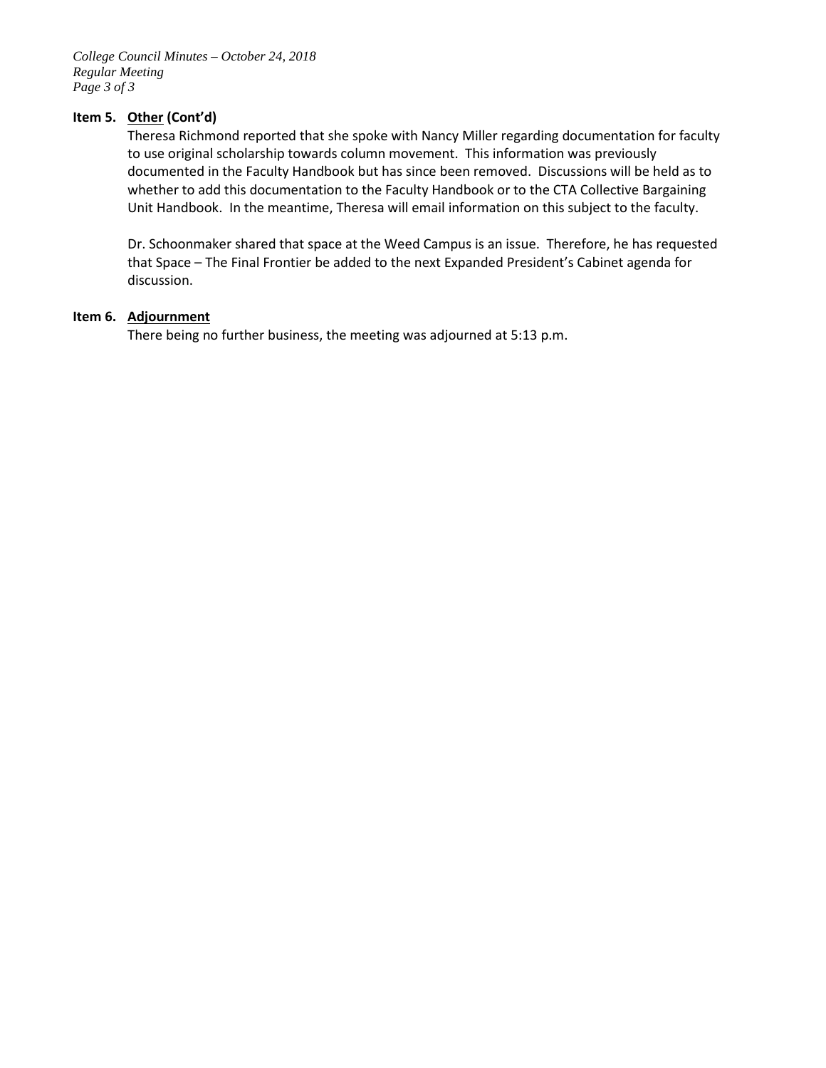**Item 5. Other (Cont'd)**

Theresa Richmond reported that she spoke with Nancy Miller regarding documentation for faculty to use original scholarship towards column movement. This information was previously documented in the Faculty Handbook but has since been removed. Discussions will be held as to whether to add this documentation to the Faculty Handbook or to the CTA Collective Bargaining Unit Handbook. In the meantime, Theresa will email information on this subject to the faculty.

Dr. Schoonmaker shared that space at the Weed Campus is an issue. Therefore, he has requested that Space – The Final Frontier be added to the next Expanded President's Cabinet agenda for discussion.

**Item 6. Adjournment**

There being no further business, the meeting was adjourned at 5:13 p.m.